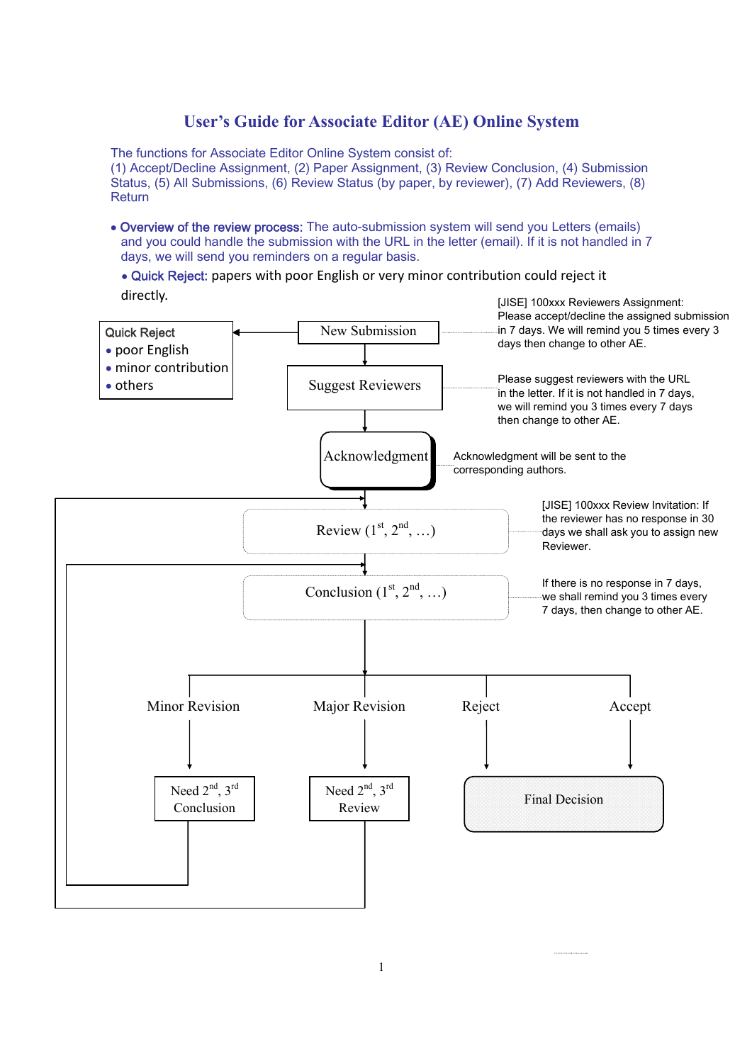# User's Guide for Associate Editor (AE) Online System

The functions for Associate Editor Online System consist of:
(1) Accept/Decline Assignment, (2) Paper Assignment, (3) Review Conclusion, (4) Submission Status, (5) All Submissions, (6) Review Status (by paper, by reviewer), (7) Add Reviewers, (8) Return

- **Overview of the review process:** The auto-submission system will send you Letters (emails) and you could handle the submission with the URL in the letter (email). If it is not handled in 7 days, we will send you reminders on a regular basis.
- **Quick Reject:** papers with poor English or very minor contribution could reject it directly.

Quick Reject
- poor English
- minor contribution
- others

New Submission

[JISE] 100xxx Reviewers Assignment: Please accept/decline the assigned submission in 7 days. We will remind you 5 times every 3 days then change to other AE.

Suggest Reviewers

Please suggest reviewers with the URL in the letter. If it is not handled in 7 days, we will remind you 3 times every 7 days then change to other AE.

Acknowledgment

Acknowledgment will be sent to the corresponding authors.

Review (1st, 2nd, …)

[JISE] 100xxx Review Invitation: If the reviewer has no response in 30 days we shall ask you to assign new Reviewer.

Conclusion (1st, 2nd, …)

If there is no response in 7 days, we shall remind you 3 times every 7 days, then change to other AE.

Minor Revision → Need 2nd, 3rd Conclusion

Major Revision → Need 2nd, 3rd Review

Reject → Final Decision

Accept → Final Decision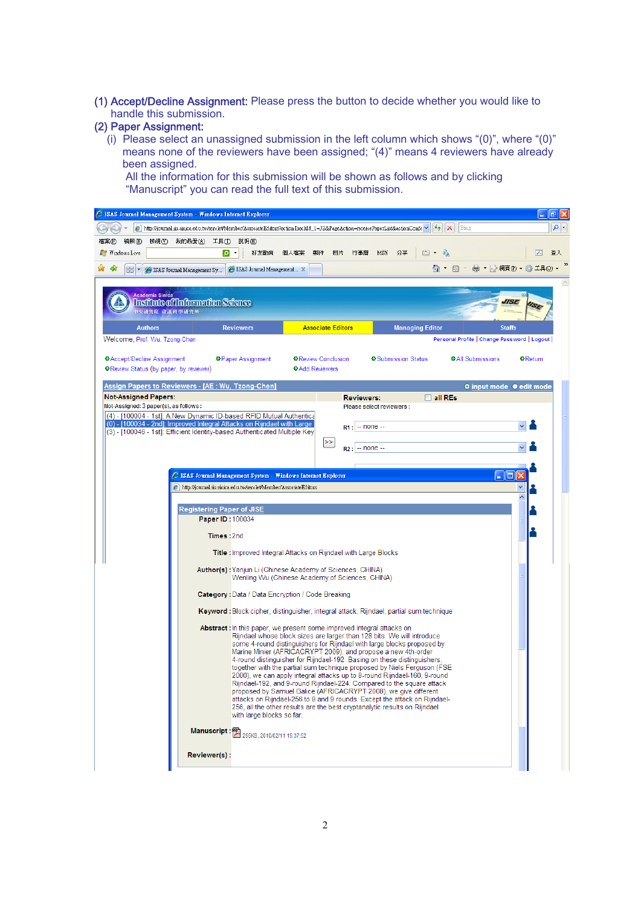**(1) Accept/Decline Assignment:** Please press the button to decide whether you would like to handle this submission.

**(2) Paper Assignment:**

(i) Please select an unassigned submission in the left column which shows “(0)”, where “(0)” means none of the reviewers have been assigned; “(4)” means 4 reviewers have already been assigned.

All the information for this submission will be shown as follows and by clicking “Manuscript” you can read the full text of this submission.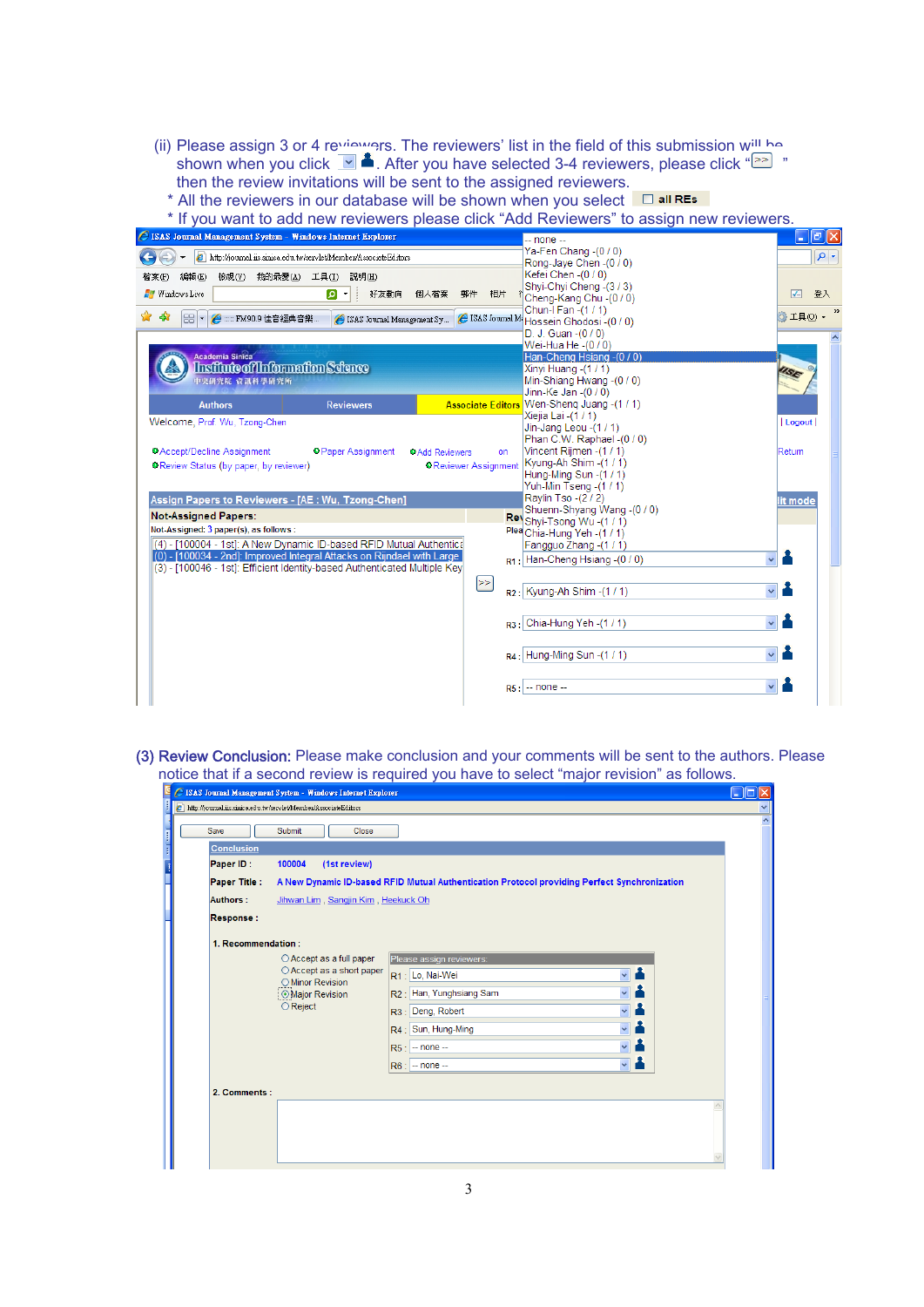(ii) Please assign 3 or 4 reviewers. The reviewers' list in the field of this submission will be shown when you click [▼] [👤]. After you have selected 3-4 reviewers, please click "[>>]" then the review invitations will be sent to the assigned reviewers.

\* All the reviewers in our database will be shown when you select ☐ all REs

\* If you want to add new reviewers please click "Add Reviewers" to assign new reviewers.

(3) **Review Conclusion:** Please make conclusion and your comments will be sent to the authors. Please notice that if a second review is required you have to select "major revision" as follows.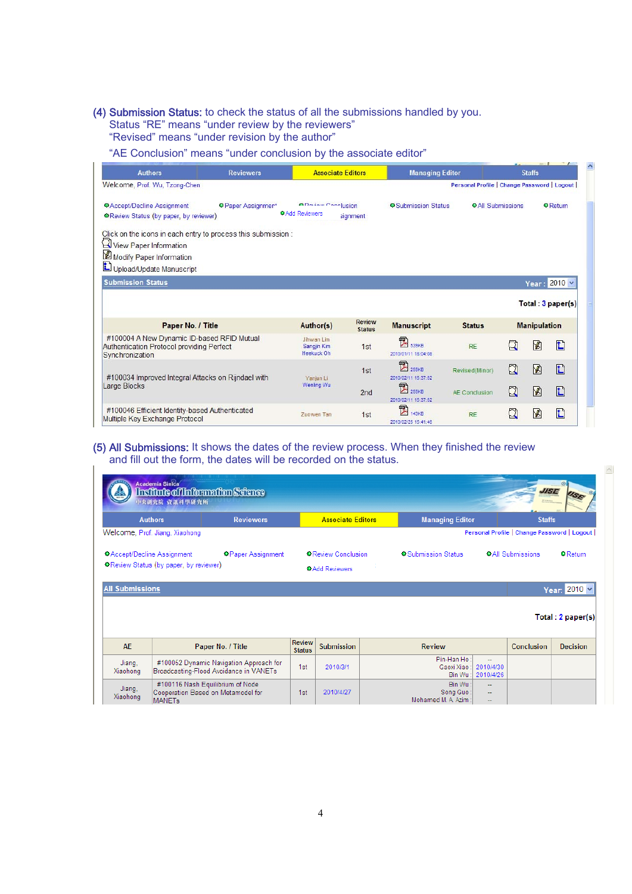**(4) Submission Status:** to check the status of all the submissions handled by you.
Status "RE" means "under review by the reviewers"
"Revised" means "under revision by the author"
"AE Conclusion" means "under conclusion by the associate editor"

Authors | Reviewers | Associate Editors | Managing Editor | Staffs

Welcome, Prof. Wu, Tzong-Chen

Personal Profile | Change Password | Logout |

- Accept/Decline Assignment
- Paper Assignment
- Review Conclusion
- Submission Status
- All Submissions
- Return
- Review Status (by paper, by reviewer)
- Add Reviewers

Click on the icons in each entry to process this submission :

- View Paper Information
- Modify Paper Information
- Upload/Update Manuscript

**Submission Status** — Year : 2010

Total : 3 paper(s)

| Paper No. / Title | Author(s) | Review Status | Manuscript | Status | Manipulation |
|---|---|---|---|---|---|
| #100004 A New Dynamic ID-based RFID Mutual Authentication Protocol providing Perfect Synchronization | Jihwan Lim, Sangjin Kim, Heekuck Oh | 1st | 535KB 2010/01/11 18:04:08 | RE | |
| #100034 Improved Integral Attacks on Rijndael with Large Blocks | Yanjun Li, Wenling Wu | 1st | 255KB 2010/02/11 15:37:52 | Revised(Minor) | |
| | | 2nd | 255KB 2010/02/11 15:37:52 | AE Conclusion | |
| #100046 Efficient Identity-based Authenticated Multiple Key Exchange Protocol | Zuowen Tan | 1st | 140KB 2010/02/25 15:41:46 | RE | |

**(5) All Submissions:** It shows the dates of the review process. When they finished the review and fill out the form, the dates will be recorded on the status.

Academia Sinica — Institute of Information Science — 中央研究院 資訊科學研究所

Authors | Reviewers | Associate Editors | Managing Editor | Staffs

Welcome, Prof. Jiang, Xiaohong

Personal Profile | Change Password | Logout |

- Accept/Decline Assignment
- Paper Assignment
- Review Conclusion
- Submission Status
- All Submissions
- Return
- Review Status (by paper, by reviewer)
- Add Reviewers

**All Submissions** — Year: 2010

Total : 2 paper(s)

| AE | Paper No. / Title | Review Status | Submission | Review | | Conclusion | Decision |
|---|---|---|---|---|---|---|---|
| Jiang, Xiaohong | #100052 Dynamic Navigation Approach for Broadcasting-Flood Avoidance in VANETs | 1st | 2010/3/1 | Pin-Han Ho : | -- | | |
| | | | | Caoxi Xiao : | 2010/4/30 | | |
| | | | | Bin Wu : | 2010/4/26 | | |
| Jiang, Xiaohong | #100116 Nash Equilibrium of Node Cooperation Based on Metamodel for MANETs | 1st | 2010/4/27 | Bin Wu : | -- | | |
| | | | | Song Guo : | -- | | |
| | | | | Mohamed M. A. Azim : | -- | | |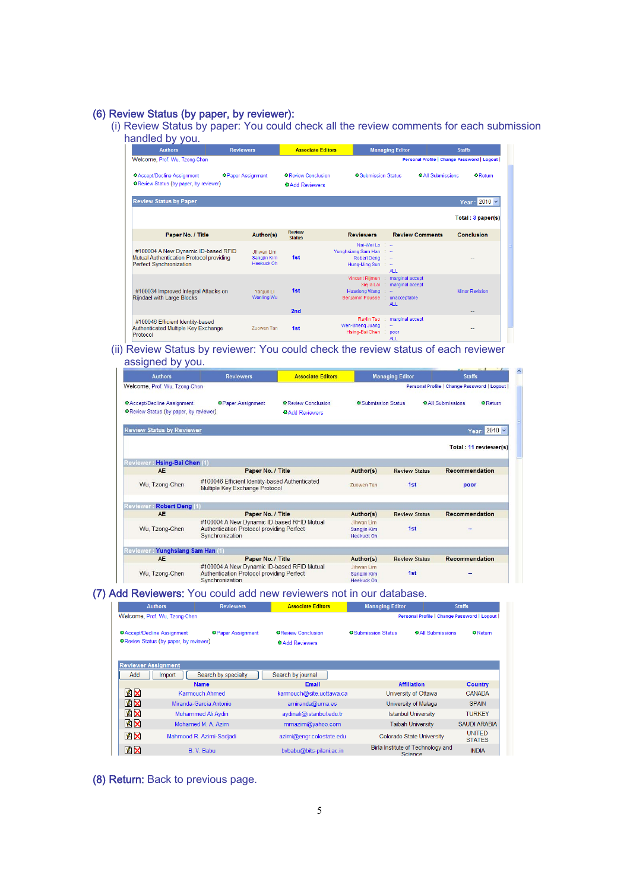**(6) Review Status (by paper, by reviewer):**

(i) Review Status by paper: You could check all the review comments for each submission handled by you.

Authors | Reviewers | Associate Editors | Managing Editor | Staffs

Welcome, Prof. Wu, Tzong-Chen

Personal Profile | Change Password | Logout |

Accept/Decline Assignment | Paper Assignment | Review Conclusion | Submission Status | All Submissions | Return
Review Status (by paper, by reviewer) | Add Reviewers

**Review Status by Paper** Year : 2010

Total : 3 paper(s)

| Paper No. / Title | Author(s) | Review Status | Reviewers | Review Comments | Conclusion |
|---|---|---|---|---|---|
| #100004 A New Dynamic ID-based RFID Mutual Authentication Protocol providing Perfect Synchronization | Jihwan Lim, Sangjin Kim, Heekuck Oh | 1st | Nai-Wei Lo : -- <br> Yunghsiang Sam Han : -- <br> Robert Deng : -- <br> Hung-Min Sun : -- <br> ALL | | -- |
| #100034 Improved Integral Attacks on Rijndael with Large Blocks | Yanjun Li, Wenling Wu | 1st | Vincent Rijmen : marginal accept <br> Xiejia Lai : marginal accept <br> Huaxiong Wang : -- <br> Benjamin Pousse : unacceptable <br> ALL | | Minor Revision |
| | | 2nd | | | -- |
| #100046 Efficient Identity-based Authenticated Multiple Key Exchange Protocol | Zuowen Tan | 1st | Raylin Tso : marginal accept <br> Wen-Sheng Juang : -- <br> Hsing-Bai Chen : poor <br> ALL | | -- |

(ii) Review Status by reviewer: You could check the review status of each reviewer assigned by you.

Authors | Reviewers | Associate Editors | Managing Editor | Staffs

Welcome, Prof. Wu, Tzong-Chen

Personal Profile | Change Password | Logout |

Accept/Decline Assignment | Paper Assignment | Review Conclusion | Submission Status | All Submissions | Return
Review Status (by paper, by reviewer) | Add Reviewers

**Review Status by Reviewer** Year: 2010

Total : 11 reviewer(s)

Reviewer : Hsing-Bai Chen (1)

| AE | Paper No. / Title | Author(s) | Review Status | Recommendation |
|---|---|---|---|---|
| Wu, Tzong-Chen | #100046 Efficient Identity-based Authenticated Multiple Key Exchange Protocol | Zuowen Tan | 1st | poor |

Reviewer : Robert Deng (1)

| AE | Paper No. / Title | Author(s) | Review Status | Recommendation |
|---|---|---|---|---|
| Wu, Tzong-Chen | #100004 A New Dynamic ID-based RFID Mutual Authentication Protocol providing Perfect Synchronization | Jihwan Lim, Sangjin Kim, Heekuck Oh | 1st | -- |

Reviewer : Yunghsiang Sam Han (1)

| AE | Paper No. / Title | Author(s) | Review Status | Recommendation |
|---|---|---|---|---|
| Wu, Tzong-Chen | #100004 A New Dynamic ID-based RFID Mutual Authentication Protocol providing Perfect Synchronization | Jihwan Lim, Sangjin Kim, Heekuck Oh | 1st | -- |

**(7) Add Reviewers:** You could add new reviewers not in our database.

Authors | Reviewers | Associate Editors | Managing Editor | Staffs

Welcome, Prof. Wu, Tzong-Chen

Personal Profile | Change Password | Logout |

Accept/Decline Assignment | Paper Assignment | Review Conclusion | Submission Status | All Submissions | Return
Review Status (by paper, by reviewer) | Add Reviewers

**Reviewer Assignment**

Add | Import | Search by specialty | Search by journal

| Name | Email | Affiliation | Country |
|---|---|---|---|
| Karmouch Ahmed | karmouch@site.uottawa.ca | University of Ottawa | CANADA |
| Miranda-Garcia Antonio | amiranda@uma.es | University of Malaga | SPAIN |
| Muhammed Ali Aydin | aydinali@istanbul.edu.tr | Istanbul University | TURKEY |
| Mohamed M. A. Azim | mmazim@yahoo.com | Taibah University | SAUDI ARABIA |
| Mahmood R. Azimi-Sadjadi | azimi@engr.colostate.edu | Colorado State University | UNITED STATES |
| B. V. Babu | bvbabu@bits-pilani.ac.in | Birla Institute of Technology and Science | INDIA |

**(8) Return:** Back to previous page.